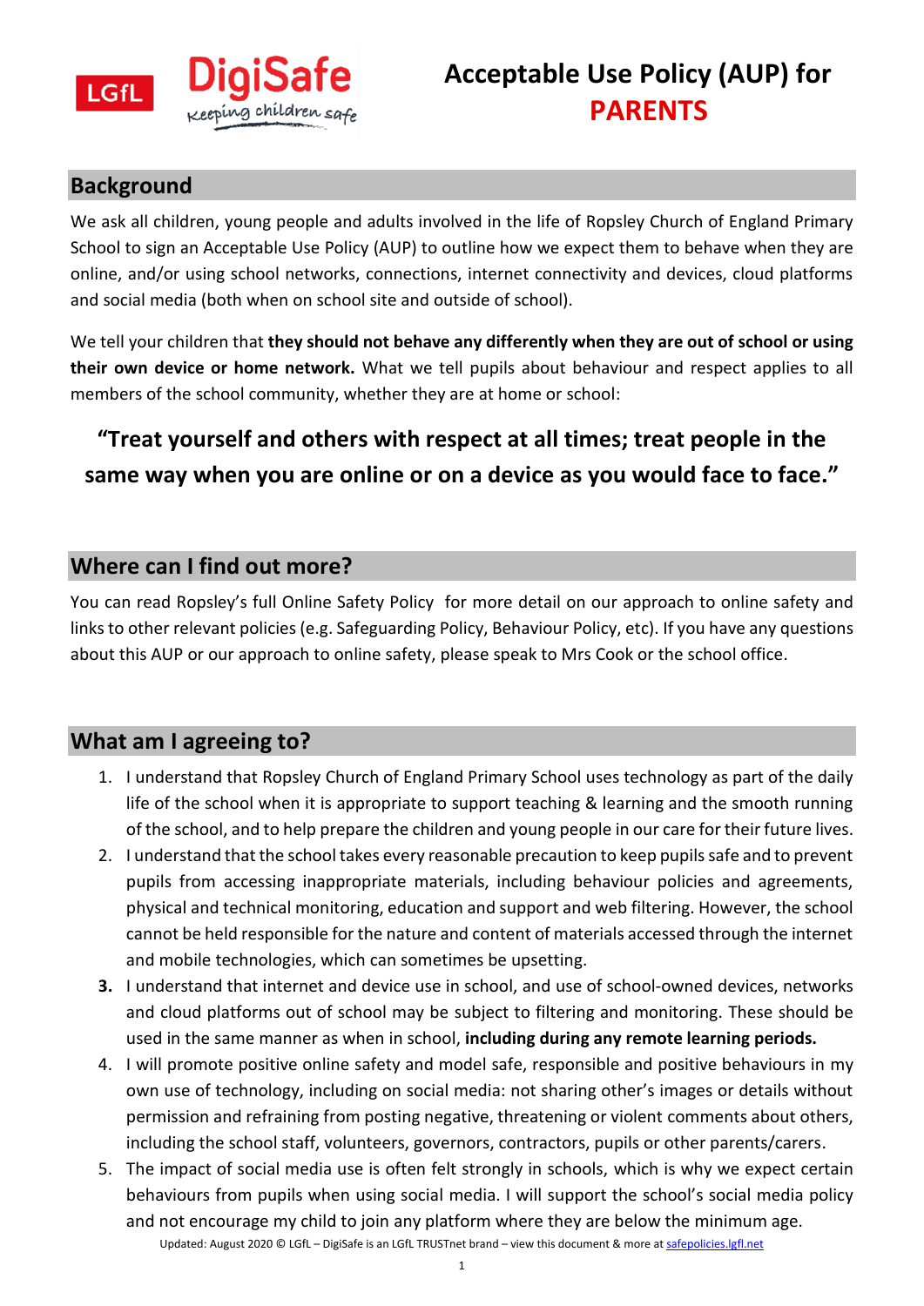# Acceptable Use Policy (AUP) for PARENTS

## Background

We ask all children, young people and adults involved in the life of Ropsley Church of England Primary School to sign an Acceptable Use Policy (AUP) to outline how we expect them to behave when they are online, and/or using school networks, connections, internet connectivity and devices, cloud platforms and social media (both when on school site and outside of school).

We tell your children that **they should not behave any differently when they are out of school or using their own device or home network.** What we tell pupils about behaviour and respect applies to all members of the school community, whether they are at home or school:

**"Treat yourself and others with respect at all times; treat people in the same way when you are online or on a device as you would face to face."**

## Where can I find out more?

You can read Ropsley's full Online Safety Policy for more detail on our approach to online safety and links to other relevant policies (e.g. Safeguarding Policy, Behaviour Policy, etc). If you have any questions about this AUP or our approach to online safety, please speak to Mrs Cook or the school office.

## What am I agreeing to?

1. I understand that Ropsley Church of England Primary School uses technology as part of the daily life of the school when it is appropriate to support teaching & learning and the smooth running of the school, and to help prepare the children and young people in our care for their future lives.
2. I understand that the school takes every reasonable precaution to keep pupils safe and to prevent pupils from accessing inappropriate materials, including behaviour policies and agreements, physical and technical monitoring, education and support and web filtering. However, the school cannot be held responsible for the nature and content of materials accessed through the internet and mobile technologies, which can sometimes be upsetting.
3. I understand that internet and device use in school, and use of school-owned devices, networks and cloud platforms out of school may be subject to filtering and monitoring. These should be used in the same manner as when in school, **including during any remote learning periods.**
4. I will promote positive online safety and model safe, responsible and positive behaviours in my own use of technology, including on social media: not sharing other's images or details without permission and refraining from posting negative, threatening or violent comments about others, including the school staff, volunteers, governors, contractors, pupils or other parents/carers.
5. The impact of social media use is often felt strongly in schools, which is why we expect certain behaviours from pupils when using social media. I will support the school's social media policy and not encourage my child to join any platform where they are below the minimum age.

Updated: August 2020 © LGfL – DigiSafe is an LGfL TRUSTnet brand – view this document & more at safepolicies.lgfl.net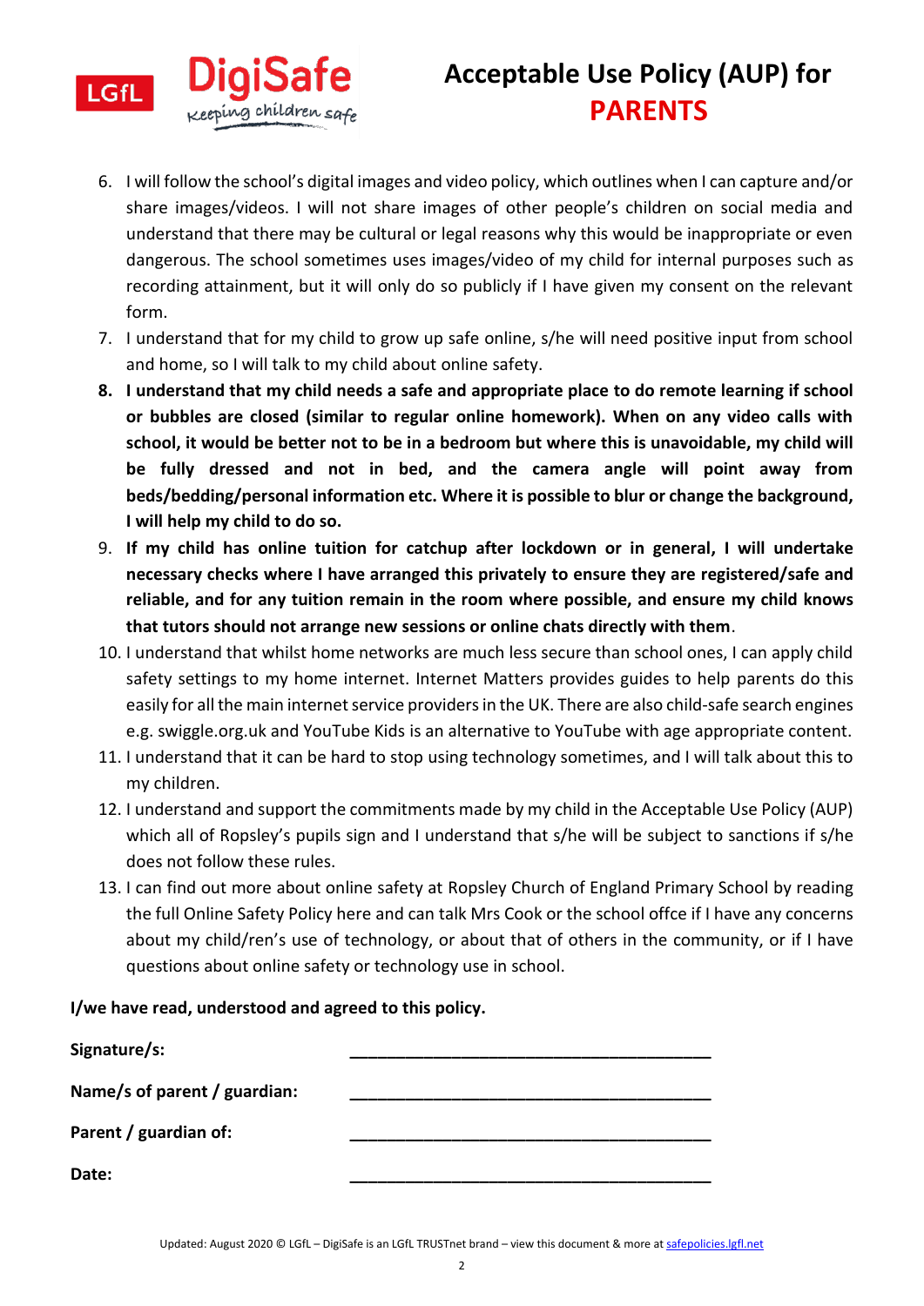6. I will follow the school's digital images and video policy, which outlines when I can capture and/or share images/videos. I will not share images of other people's children on social media and understand that there may be cultural or legal reasons why this would be inappropriate or even dangerous. The school sometimes uses images/video of my child for internal purposes such as recording attainment, but it will only do so publicly if I have given my consent on the relevant form.
7. I understand that for my child to grow up safe online, s/he will need positive input from school and home, so I will talk to my child about online safety.
8. **I understand that my child needs a safe and appropriate place to do remote learning if school or bubbles are closed (similar to regular online homework). When on any video calls with school, it would be better not to be in a bedroom but where this is unavoidable, my child will be fully dressed and not in bed, and the camera angle will point away from beds/bedding/personal information etc. Where it is possible to blur or change the background, I will help my child to do so.**
9. **If my child has online tuition for catchup after lockdown or in general, I will undertake necessary checks where I have arranged this privately to ensure they are registered/safe and reliable, and for any tuition remain in the room where possible, and ensure my child knows that tutors should not arrange new sessions or online chats directly with them**.
10. I understand that whilst home networks are much less secure than school ones, I can apply child safety settings to my home internet. Internet Matters provides guides to help parents do this easily for all the main internet service providers in the UK. There are also child-safe search engines e.g. swiggle.org.uk and YouTube Kids is an alternative to YouTube with age appropriate content.
11. I understand that it can be hard to stop using technology sometimes, and I will talk about this to my children.
12. I understand and support the commitments made by my child in the Acceptable Use Policy (AUP) which all of Ropsley's pupils sign and I understand that s/he will be subject to sanctions if s/he does not follow these rules.
13. I can find out more about online safety at Ropsley Church of England Primary School by reading the full Online Safety Policy here and can talk Mrs Cook or the school offce if I have any concerns about my child/ren's use of technology, or about that of others in the community, or if I have questions about online safety or technology use in school.

**I/we have read, understood and agreed to this policy.**

**Signature/s:** ________________________________________

**Name/s of parent / guardian:** ________________________________________

**Parent / guardian of:** ________________________________________

**Date:** ________________________________________